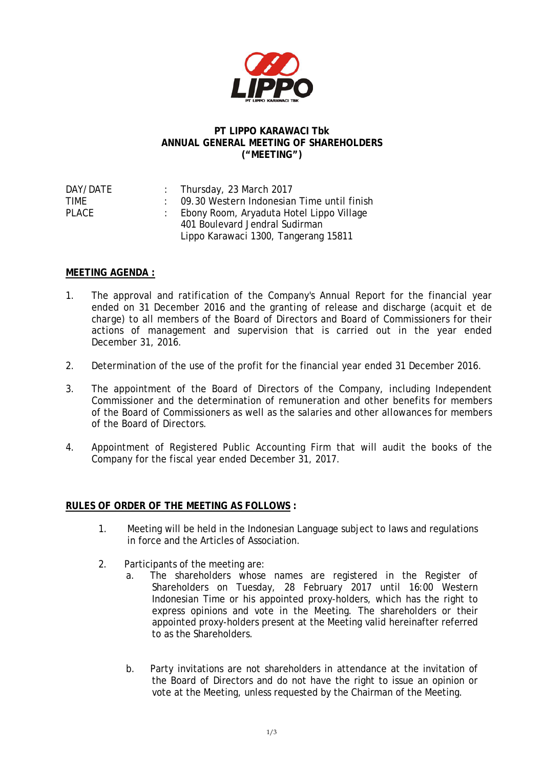**PT LIPPO KARAWACI Tbk**
**ANNUAL GENERAL MEETING OF SHAREHOLDERS**
**("MEETING")**

| | | |
|---|---|---|
| DAY/DATE | : | Thursday, 23 March 2017 |
| TIME | : | 09.30 Western Indonesian Time until finish |
| PLACE | : | Ebony Room, Aryaduta Hotel Lippo Village<br>401 Boulevard Jendral Sudirman<br>Lippo Karawaci 1300, Tangerang 15811 |

**MEETING AGENDA :**

1. The approval and ratification of the Company's Annual Report for the financial year ended on 31 December 2016 and the granting of release and discharge (acquit et de charge) to all members of the Board of Directors and Board of Commissioners for their actions of management and supervision that is carried out in the year ended December 31, 2016.

2. Determination of the use of the profit for the financial year ended 31 December 2016.

3. The appointment of the Board of Directors of the Company, including Independent Commissioner and the determination of remuneration and other benefits for members of the Board of Commissioners as well as the salaries and other allowances for members of the Board of Directors.

4. Appointment of Registered Public Accounting Firm that will audit the books of the Company for the fiscal year ended December 31, 2017.

**RULES OF ORDER OF THE MEETING AS FOLLOWS :**

1. Meeting will be held in the Indonesian Language subject to laws and regulations in force and the Articles of Association.

2. Participants of the meeting are:
   a. The shareholders whose names are registered in the Register of Shareholders on Tuesday, 28 February 2017 until 16:00 Western Indonesian Time or his appointed proxy-holders, which has the right to express opinions and vote in the Meeting. The shareholders or their appointed proxy-holders present at the Meeting valid hereinafter referred to as the Shareholders.

   b. Party invitations are not shareholders in attendance at the invitation of the Board of Directors and do not have the right to issue an opinion or vote at the Meeting, unless requested by the Chairman of the Meeting.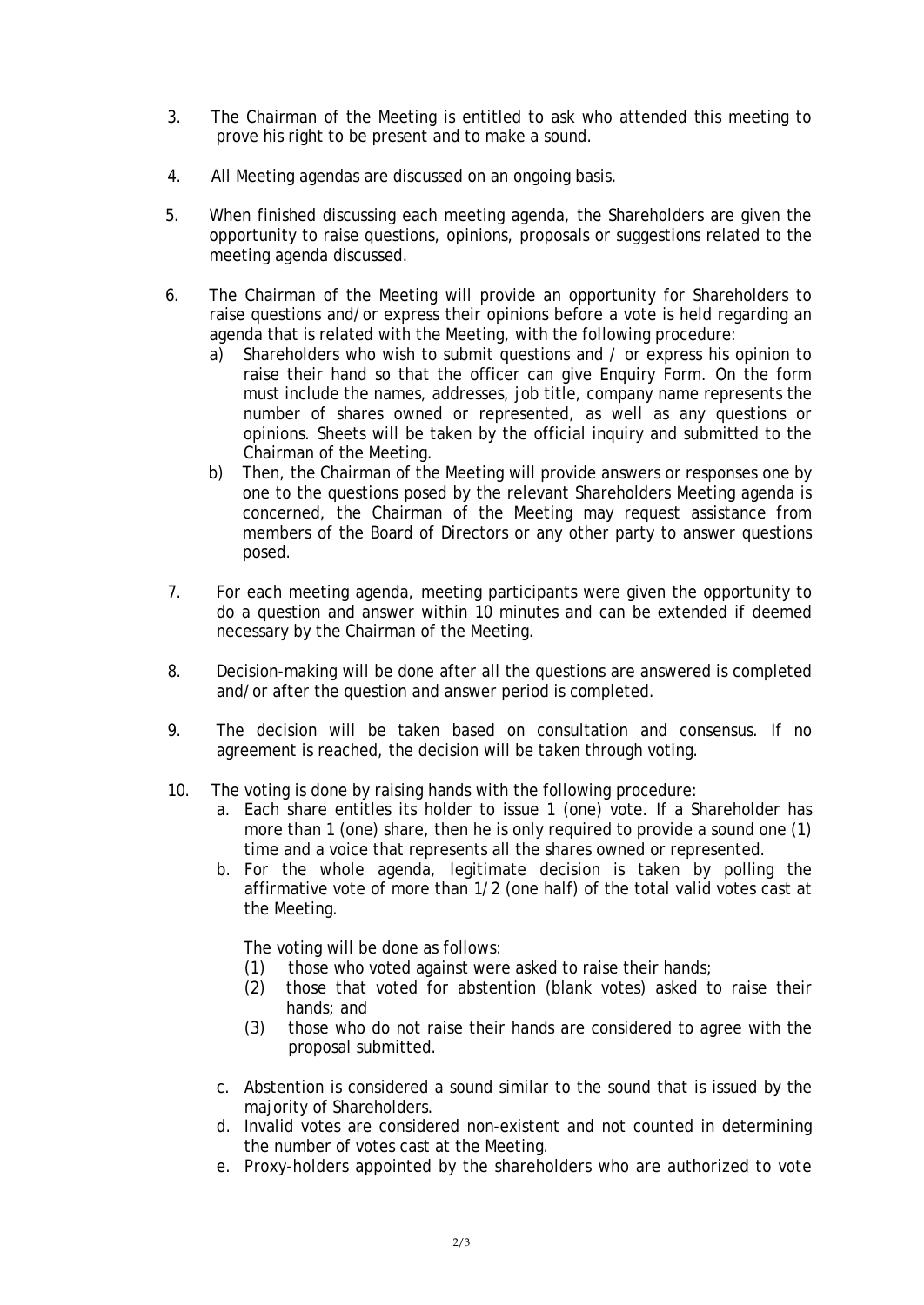3. The Chairman of the Meeting is entitled to ask who attended this meeting to prove his right to be present and to make a sound.

4. All Meeting agendas are discussed on an ongoing basis.

5. When finished discussing each meeting agenda, the Shareholders are given the opportunity to raise questions, opinions, proposals or suggestions related to the meeting agenda discussed.

6. The Chairman of the Meeting will provide an opportunity for Shareholders to raise questions and/or express their opinions before a vote is held regarding an agenda that is related with the Meeting, with the following procedure:
   a) Shareholders who wish to submit questions and / or express his opinion to raise their hand so that the officer can give Enquiry Form. On the form must include the names, addresses, job title, company name represents the number of shares owned or represented, as well as any questions or opinions. Sheets will be taken by the official inquiry and submitted to the Chairman of the Meeting.
   b) Then, the Chairman of the Meeting will provide answers or responses one by one to the questions posed by the relevant Shareholders Meeting agenda is concerned, the Chairman of the Meeting may request assistance from members of the Board of Directors or any other party to answer questions posed.

7. For each meeting agenda, meeting participants were given the opportunity to do a question and answer within 10 minutes and can be extended if deemed necessary by the Chairman of the Meeting.

8. Decision-making will be done after all the questions are answered is completed and/or after the question and answer period is completed.

9. The decision will be taken based on consultation and consensus. If no agreement is reached, the decision will be taken through voting.

10. The voting is done by raising hands with the following procedure:
    a. Each share entitles its holder to issue 1 (one) vote. If a Shareholder has more than 1 (one) share, then he is only required to provide a sound one (1) time and a voice that represents all the shares owned or represented.
    b. For the whole agenda, legitimate decision is taken by polling the affirmative vote of more than 1/2 (one half) of the total valid votes cast at the Meeting.

       The voting will be done as follows:
       (1) those who voted against were asked to raise their hands;
       (2) those that voted for abstention (blank votes) asked to raise their hands; and
       (3) those who do not raise their hands are considered to agree with the proposal submitted.

    c. Abstention is considered a sound similar to the sound that is issued by the majority of Shareholders.
    d. Invalid votes are considered non-existent and not counted in determining the number of votes cast at the Meeting.
    e. Proxy-holders appointed by the shareholders who are authorized to vote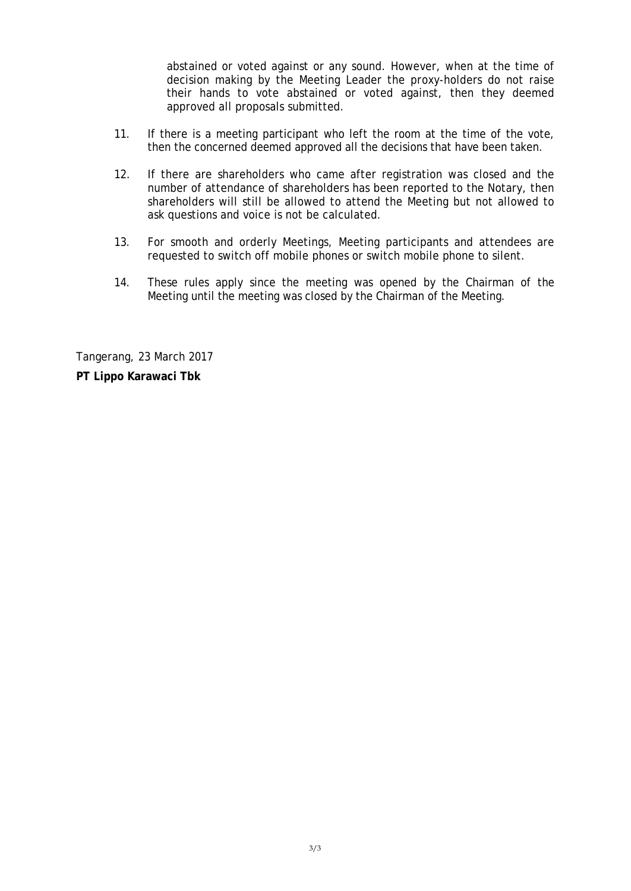abstained or voted against or any sound. However, when at the time of decision making by the Meeting Leader the proxy-holders do not raise their hands to vote abstained or voted against, then they deemed approved all proposals submitted.

11. If there is a meeting participant who left the room at the time of the vote, then the concerned deemed approved all the decisions that have been taken.

12. If there are shareholders who came after registration was closed and the number of attendance of shareholders has been reported to the Notary, then shareholders will still be allowed to attend the Meeting but not allowed to ask questions and voice is not be calculated.

13. For smooth and orderly Meetings, Meeting participants and attendees are requested to switch off mobile phones or switch mobile phone to silent.

14. These rules apply since the meeting was opened by the Chairman of the Meeting until the meeting was closed by the Chairman of the Meeting.

Tangerang, 23 March 2017

**PT Lippo Karawaci Tbk**